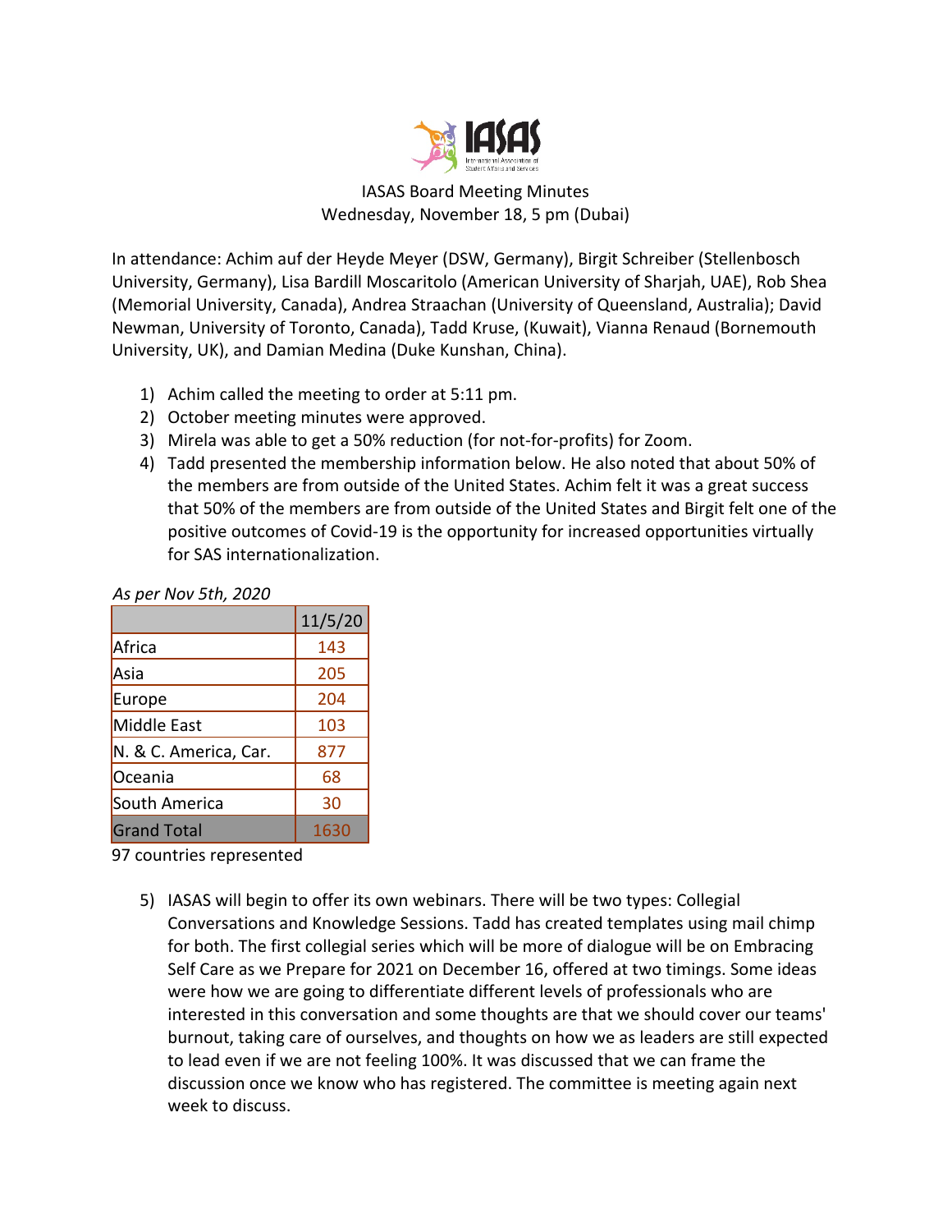IASAS Board Meeting Minutes
Wednesday, November 18, 5 pm (Dubai)

In attendance: Achim auf der Heyde Meyer (DSW, Germany), Birgit Schreiber (Stellenbosch University, Germany), Lisa Bardill Moscaritolo (American University of Sharjah, UAE), Rob Shea (Memorial University, Canada), Andrea Straachan (University of Queensland, Australia); David Newman, University of Toronto, Canada), Tadd Kruse, (Kuwait), Vianna Renaud (Bornemouth University, UK), and Damian Medina (Duke Kunshan, China).

1) Achim called the meeting to order at 5:11 pm.
2) October meeting minutes were approved.
3) Mirela was able to get a 50% reduction (for not-for-profits) for Zoom.
4) Tadd presented the membership information below. He also noted that about 50% of the members are from outside of the United States. Achim felt it was a great success that 50% of the members are from outside of the United States and Birgit felt one of the positive outcomes of Covid-19 is the opportunity for increased opportunities virtually for SAS internationalization.

*As per Nov 5th, 2020*

| | 11/5/20 |
|---|---|
| Africa | 143 |
| Asia | 205 |
| Europe | 204 |
| Middle East | 103 |
| N. & C. America, Car. | 877 |
| Oceania | 68 |
| South America | 30 |
| Grand Total | 1630 |

97 countries represented

5) IASAS will begin to offer its own webinars. There will be two types: Collegial Conversations and Knowledge Sessions. Tadd has created templates using mail chimp for both. The first collegial series which will be more of dialogue will be on Embracing Self Care as we Prepare for 2021 on December 16, offered at two timings. Some ideas were how we are going to differentiate different levels of professionals who are interested in this conversation and some thoughts are that we should cover our teams' burnout, taking care of ourselves, and thoughts on how we as leaders are still expected to lead even if we are not feeling 100%. It was discussed that we can frame the discussion once we know who has registered. The committee is meeting again next week to discuss.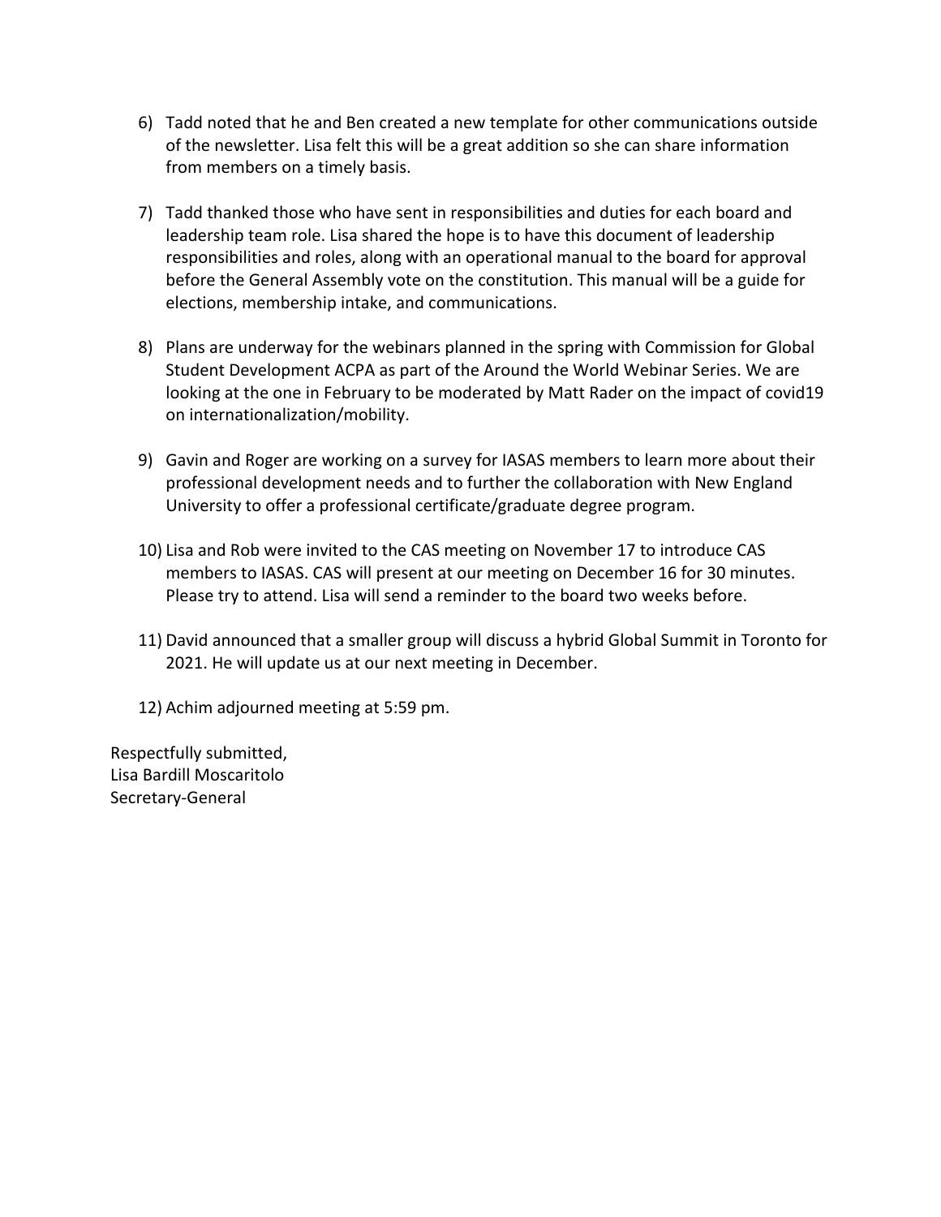6) Tadd noted that he and Ben created a new template for other communications outside of the newsletter. Lisa felt this will be a great addition so she can share information from members on a timely basis.

7) Tadd thanked those who have sent in responsibilities and duties for each board and leadership team role. Lisa shared the hope is to have this document of leadership responsibilities and roles, along with an operational manual to the board for approval before the General Assembly vote on the constitution. This manual will be a guide for elections, membership intake, and communications.

8) Plans are underway for the webinars planned in the spring with Commission for Global Student Development ACPA as part of the Around the World Webinar Series. We are looking at the one in February to be moderated by Matt Rader on the impact of covid19 on internationalization/mobility.

9) Gavin and Roger are working on a survey for IASAS members to learn more about their professional development needs and to further the collaboration with New England University to offer a professional certificate/graduate degree program.

10) Lisa and Rob were invited to the CAS meeting on November 17 to introduce CAS members to IASAS. CAS will present at our meeting on December 16 for 30 minutes. Please try to attend. Lisa will send a reminder to the board two weeks before.

11) David announced that a smaller group will discuss a hybrid Global Summit in Toronto for 2021. He will update us at our next meeting in December.

12) Achim adjourned meeting at 5:59 pm.

Respectfully submitted,
Lisa Bardill Moscaritolo
Secretary-General